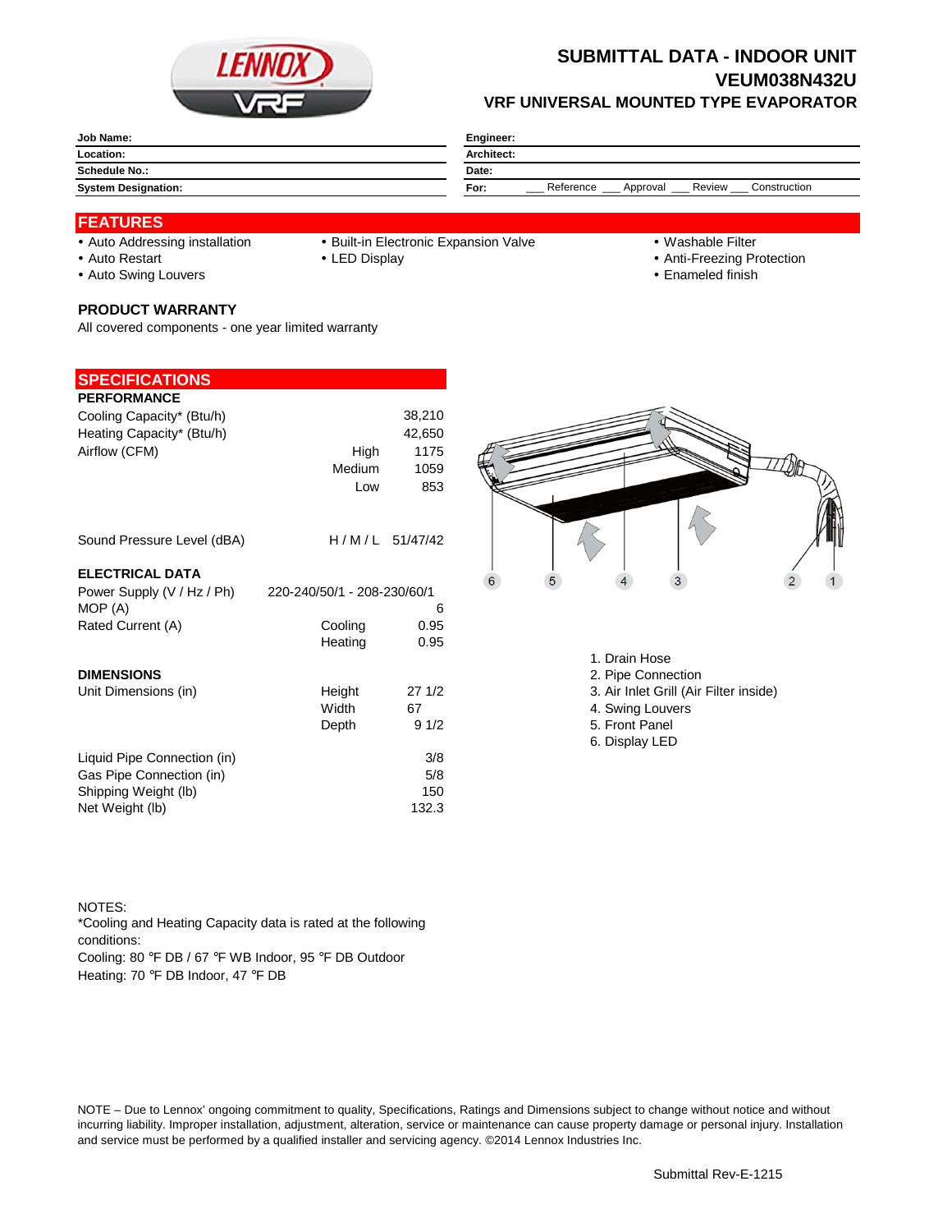# SUBMITTAL DATA - INDOOR UNIT

## VEUM038N432U

### VRF UNIVERSAL MOUNTED TYPE EVAPORATOR

| | | | |
|---|---|---|---|
| **Job Name:** | | **Engineer:** | |
| **Location:** | | **Architect:** | |
| **Schedule No.:** | | **Date:** | |
| **System Designation:** | | **For:** | ___ Reference ___ Approval ___ Review ___ Construction |

## FEATURES

- Auto Addressing installation
- Auto Restart
- Auto Swing Louvers
- Built-in Electronic Expansion Valve
- LED Display
- Washable Filter
- Anti-Freezing Protection
- Enameled finish

### PRODUCT WARRANTY

All covered components - one year limited warranty

## SPECIFICATIONS

### PERFORMANCE

| | | |
|---|---|---|
| Cooling Capacity* (Btu/h) | | 38,210 |
| Heating Capacity* (Btu/h) | | 42,650 |
| Airflow (CFM) | High | 1175 |
| | Medium | 1059 |
| | Low | 853 |
| Sound Pressure Level (dBA) | H / M / L | 51/47/42 |

### ELECTRICAL DATA

| | | |
|---|---|---|
| Power Supply (V / Hz / Ph) | 220-240/50/1 - 208-230/60/1 | |
| MOP (A) | | 6 |
| Rated Current (A) | Cooling | 0.95 |
| | Heating | 0.95 |

### DIMENSIONS

| | | |
|---|---|---|
| Unit Dimensions (in) | Height | 27 1/2 |
| | Width | 67 |
| | Depth | 9 1/2 |
| Liquid Pipe Connection (in) | | 3/8 |
| Gas Pipe Connection (in) | | 5/8 |
| Shipping Weight (lb) | | 150 |
| Net Weight (lb) | | 132.3 |

1. Drain Hose
2. Pipe Connection
3. Air Inlet Grill (Air Filter inside)
4. Swing Louvers
5. Front Panel
6. Display LED

NOTES:
*Cooling and Heating Capacity data is rated at the following conditions:
Cooling: 80 °F DB / 67 °F WB Indoor, 95 °F DB Outdoor
Heating: 70 °F DB Indoor, 47 °F DB

NOTE – Due to Lennox' ongoing commitment to quality, Specifications, Ratings and Dimensions subject to change without notice and without incurring liability. Improper installation, adjustment, alteration, service or maintenance can cause property damage or personal injury. Installation and service must be performed by a qualified installer and servicing agency. ©2014 Lennox Industries Inc.

Submittal Rev-E-1215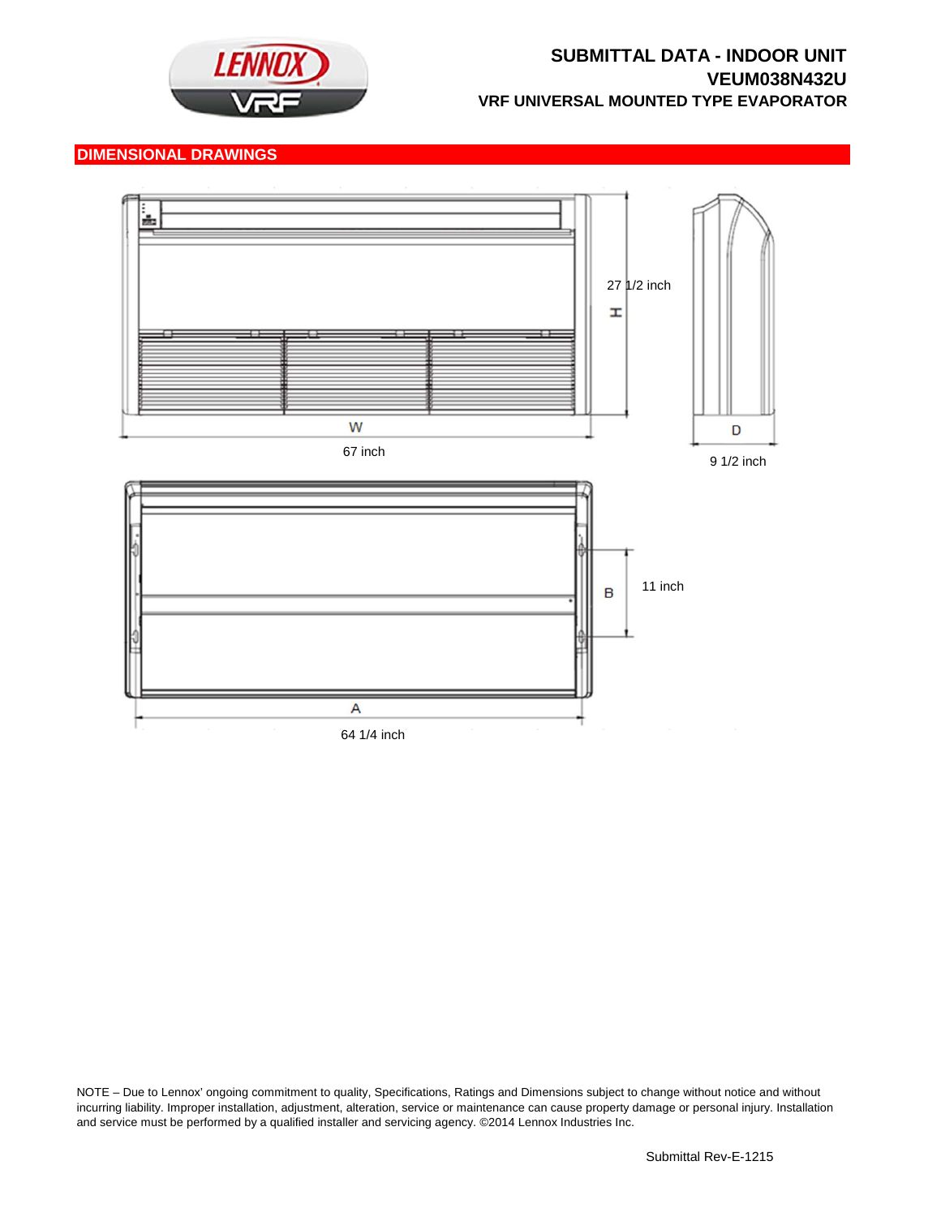# SUBMITTAL DATA - INDOOR UNIT
## VEUM038N432U
### VRF UNIVERSAL MOUNTED TYPE EVAPORATOR

## DIMENSIONAL DRAWINGS

H
27 1/2 inch

W
67 inch

D
9 1/2 inch

B
11 inch

A
64 1/4 inch

NOTE – Due to Lennox' ongoing commitment to quality, Specifications, Ratings and Dimensions subject to change without notice and without incurring liability. Improper installation, adjustment, alteration, service or maintenance can cause property damage or personal injury. Installation and service must be performed by a qualified installer and servicing agency. ©2014 Lennox Industries Inc.

Submittal Rev-E-1215